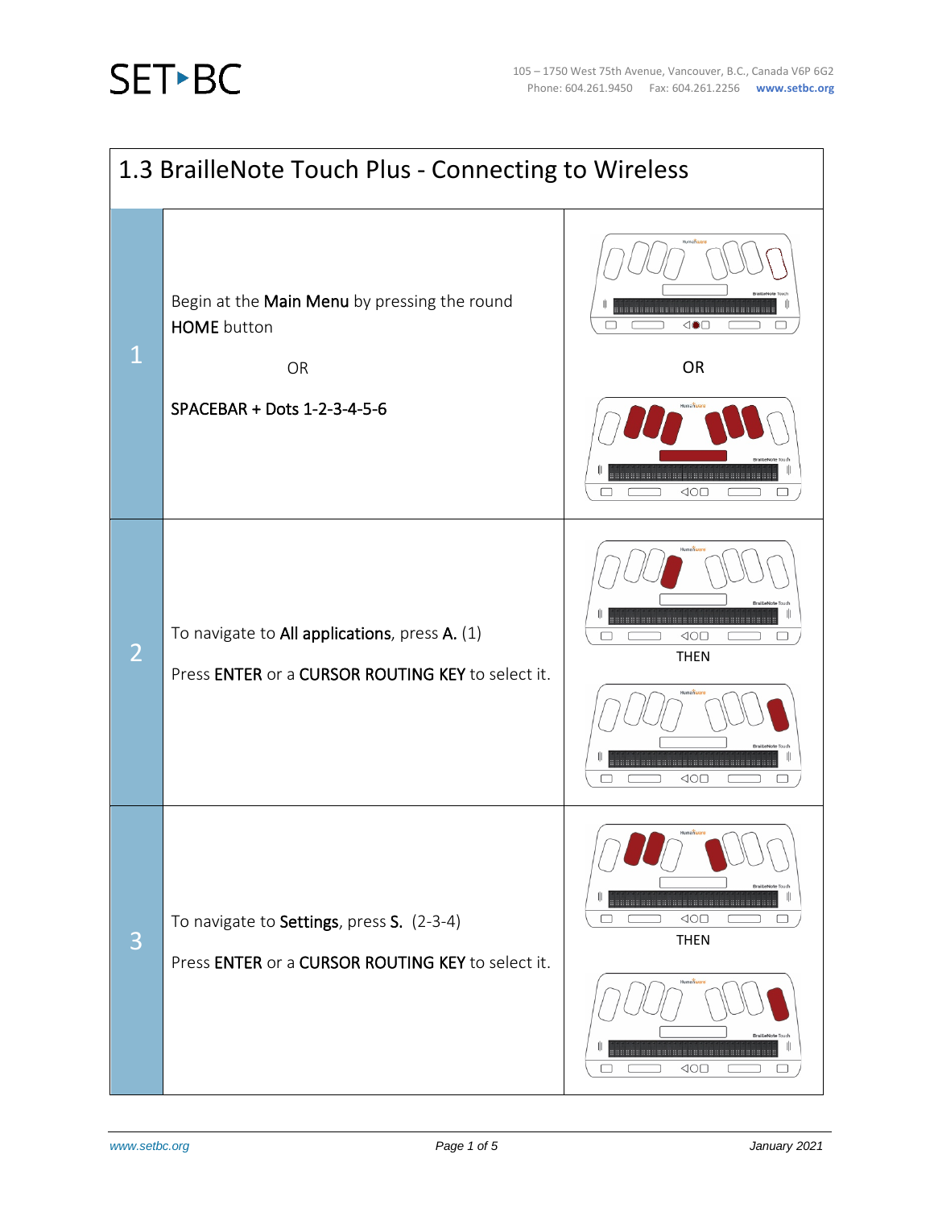# 1.3 BrailleNote Touch Plus - Connecting to Wireless

| Step | Instructions | |
|---|---|---|
| 1 | Begin at the **Main Menu** by pressing the round **HOME** button<br><br>OR<br><br>**SPACEBAR + Dots 1-2-3-4-5-6** | OR |
| 2 | To navigate to **All applications**, press **A.** (1)<br><br>Press **ENTER** or a **CURSOR ROUTING KEY** to select it. | THEN |
| 3 | To navigate to **Settings**, press **S.** (2-3-4)<br><br>Press **ENTER** or a **CURSOR ROUTING KEY** to select it. | THEN |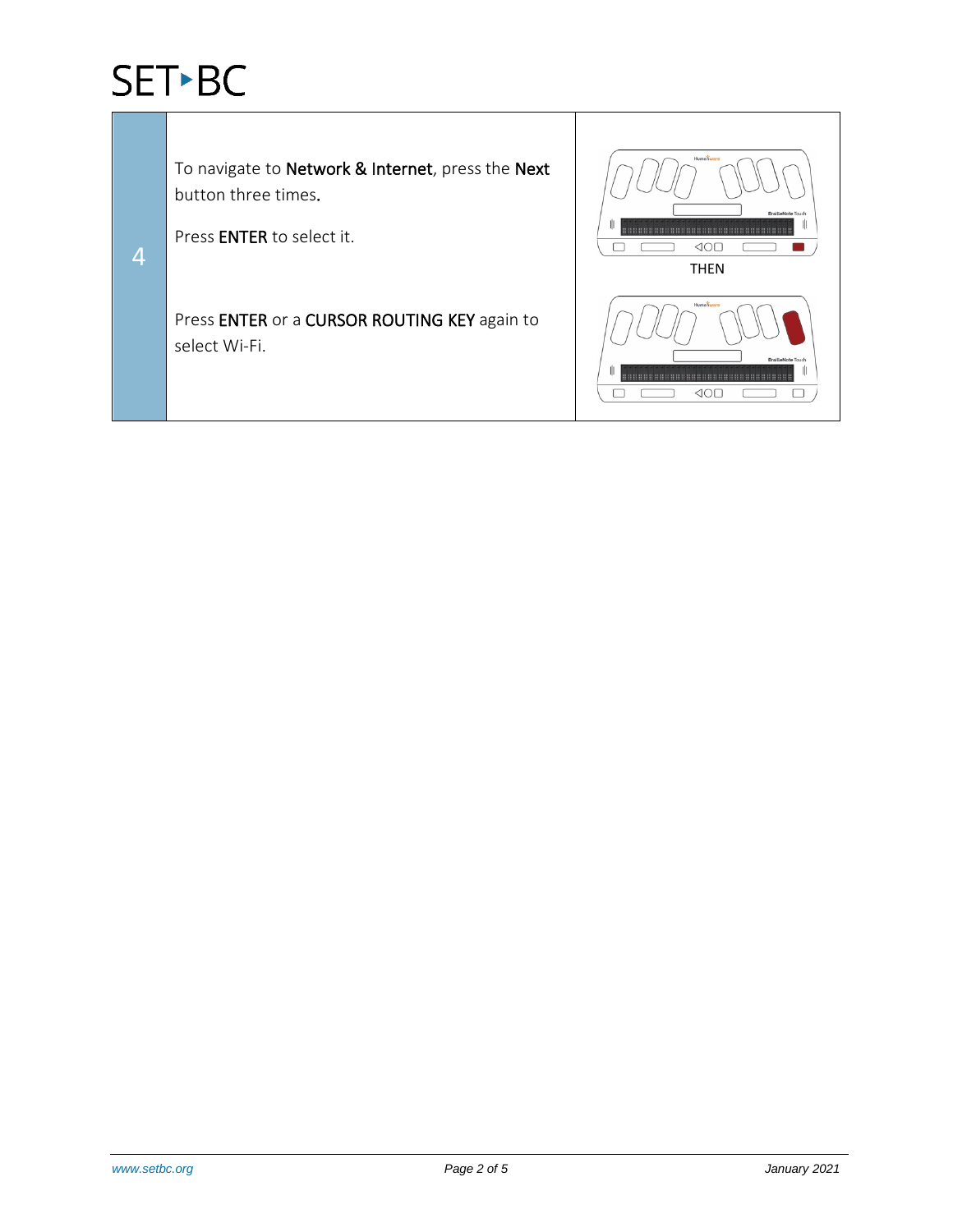| | | |
|---|---|---|
| 4 | To navigate to **Network & Internet**, press the **Next** button three times.<br><br>Press **ENTER** to select it.<br><br>Press **ENTER** or a **CURSOR ROUTING KEY** again to select Wi-Fi. | THEN |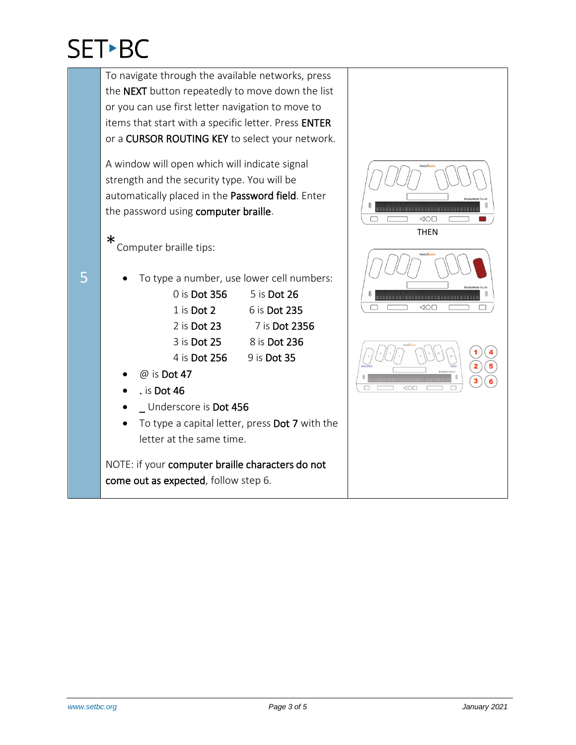| | | |
|---|---|---|
| 5 | To navigate through the available networks, press the **NEXT** button repeatedly to move down the list or you can use first letter navigation to move to items that start with a specific letter. Press **ENTER** or a **CURSOR ROUTING KEY** to select your network.<br><br>A window will open which will indicate signal strength and the security type. You will be automatically placed in the **Password field**. Enter the password using **computer braille**.<br><br>* Computer braille tips:<br><br>• To type a number, use lower cell numbers:<br>0 is **Dot 356** 5 is **Dot 26**<br>1 is **Dot 2** 6 is **Dot 235**<br>2 is **Dot 23** 7 is **Dot 2356**<br>3 is **Dot 25** 8 is **Dot 236**<br>4 is **Dot 256** 9 is **Dot 35**<br>• @ is **Dot 47**<br>• . is **Dot 46**<br>• _ Underscore is **Dot 456**<br>• To type a capital letter, press **Dot 7** with the letter at the same time.<br><br>NOTE: if your **computer braille characters do not come out as expected**, follow step 6. | THEN |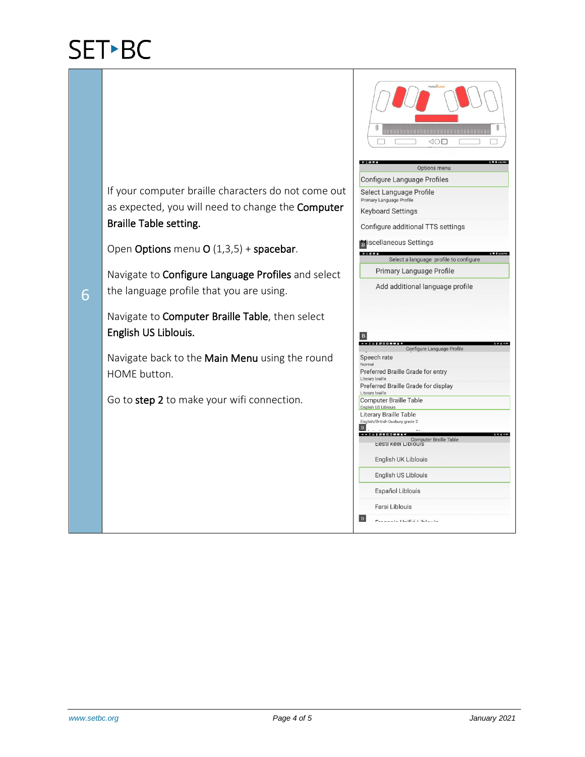| | | |
|---|---|---|
| 6 | If your computer braille characters do not come out as expected, you will need to change the **Computer Braille Table setting.**<br><br>Open **Options** menu **O** (1,3,5) + **spacebar**.<br><br>Navigate to **Configure Language Profiles** and select the language profile that you are using.<br><br>Navigate to **Computer Braille Table**, then select **English US Liblouis.**<br><br>Navigate back to the **Main Menu** using the round HOME button.<br><br>Go to **step 2** to make your wifi connection. | |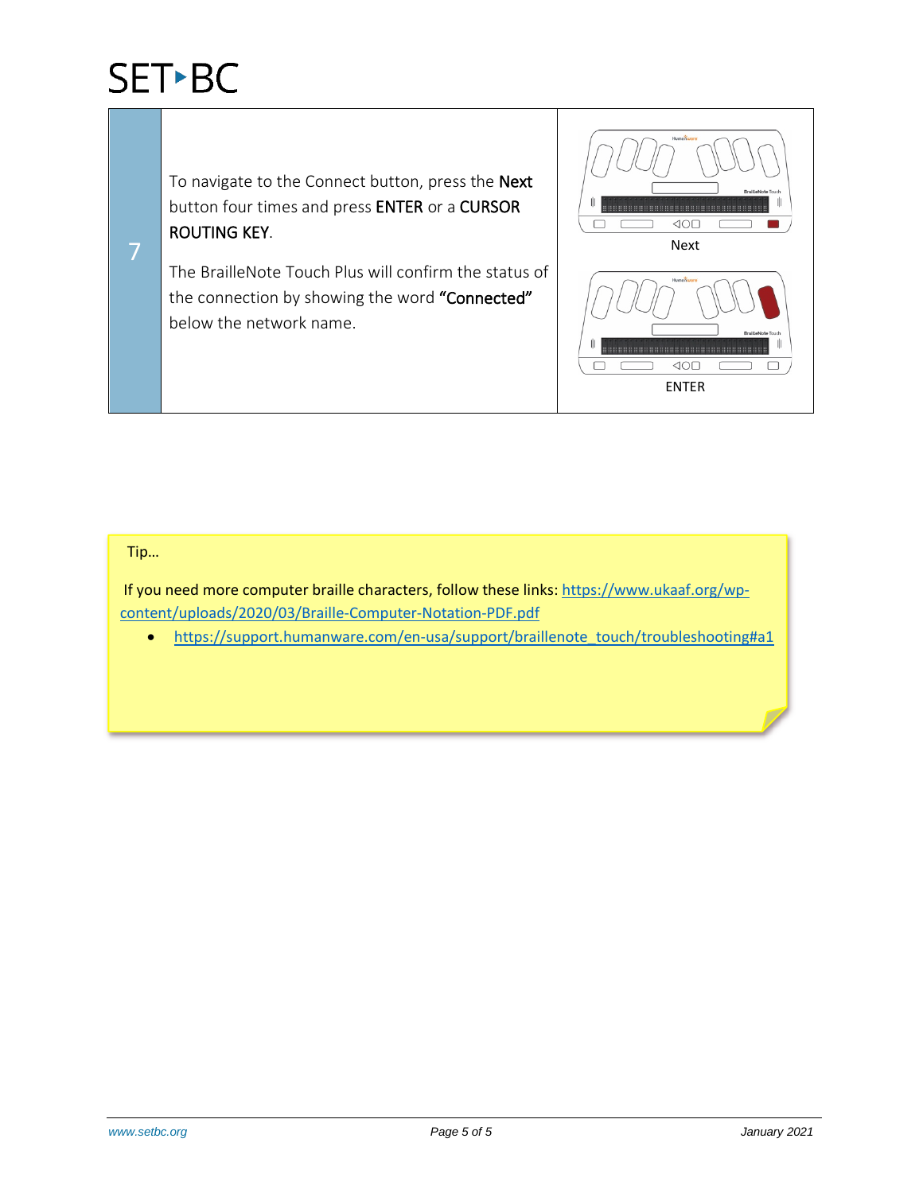| | | |
|---|---|---|
| 7 | To navigate to the Connect button, press the **Next** button four times and press **ENTER** or a **CURSOR ROUTING KEY**.<br><br>The BrailleNote Touch Plus will confirm the status of the connection by showing the word **"Connected"** below the network name. | Next<br><br>ENTER |

Tip…

If you need more computer braille characters, follow these links: [https://www.ukaaf.org/wp-content/uploads/2020/03/Braille-Computer-Notation-PDF.pdf](https://www.ukaaf.org/wp-content/uploads/2020/03/Braille-Computer-Notation-PDF.pdf)

- [https://support.humanware.com/en-usa/support/braillenote_touch/troubleshooting#a1](https://support.humanware.com/en-usa/support/braillenote_touch/troubleshooting#a1)